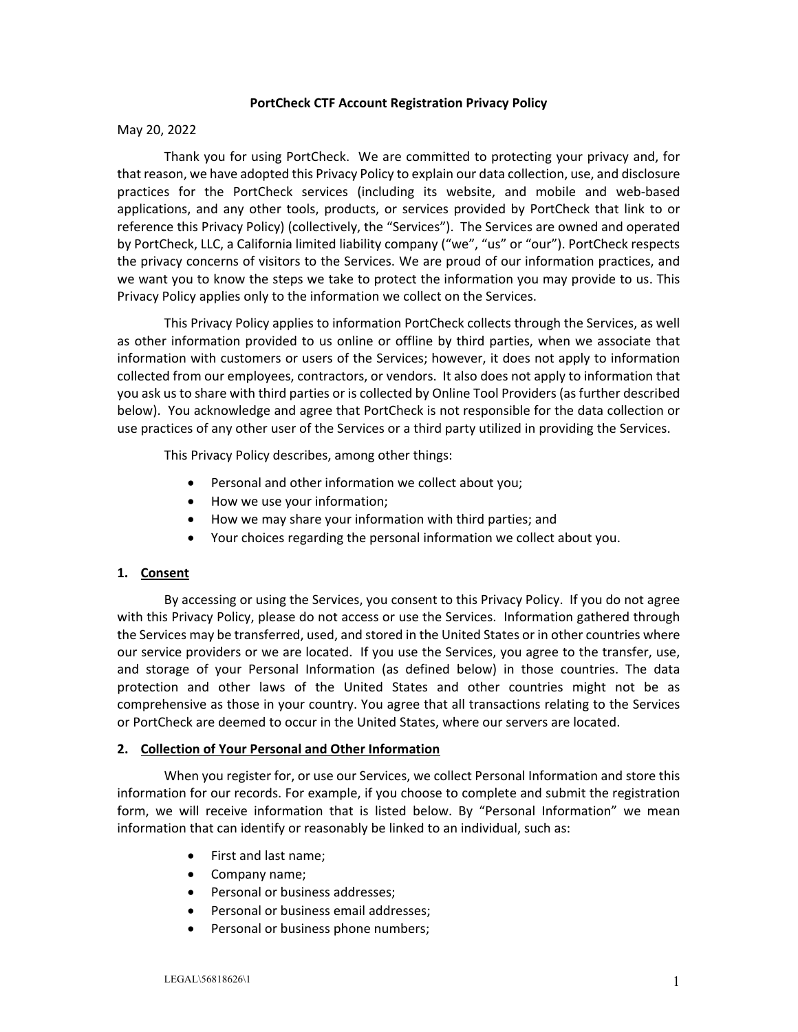**PortCheck CTF Account Registration Privacy Policy**

May 20, 2022

Thank you for using PortCheck. We are committed to protecting your privacy and, for that reason, we have adopted this Privacy Policy to explain our data collection, use, and disclosure practices for the PortCheck services (including its website, and mobile and web-based applications, and any other tools, products, or services provided by PortCheck that link to or reference this Privacy Policy) (collectively, the "Services"). The Services are owned and operated by PortCheck, LLC, a California limited liability company ("we", "us" or "our"). PortCheck respects the privacy concerns of visitors to the Services. We are proud of our information practices, and we want you to know the steps we take to protect the information you may provide to us. This Privacy Policy applies only to the information we collect on the Services.

This Privacy Policy applies to information PortCheck collects through the Services, as well as other information provided to us online or offline by third parties, when we associate that information with customers or users of the Services; however, it does not apply to information collected from our employees, contractors, or vendors. It also does not apply to information that you ask us to share with third parties or is collected by Online Tool Providers (as further described below). You acknowledge and agree that PortCheck is not responsible for the data collection or use practices of any other user of the Services or a third party utilized in providing the Services.

This Privacy Policy describes, among other things:

- Personal and other information we collect about you;
- How we use your information;
- How we may share your information with third parties; and
- Your choices regarding the personal information we collect about you.

**1. Consent**

By accessing or using the Services, you consent to this Privacy Policy. If you do not agree with this Privacy Policy, please do not access or use the Services. Information gathered through the Services may be transferred, used, and stored in the United States or in other countries where our service providers or we are located. If you use the Services, you agree to the transfer, use, and storage of your Personal Information (as defined below) in those countries. The data protection and other laws of the United States and other countries might not be as comprehensive as those in your country. You agree that all transactions relating to the Services or PortCheck are deemed to occur in the United States, where our servers are located.

**2. Collection of Your Personal and Other Information**

When you register for, or use our Services, we collect Personal Information and store this information for our records. For example, if you choose to complete and submit the registration form, we will receive information that is listed below. By "Personal Information" we mean information that can identify or reasonably be linked to an individual, such as:

- First and last name;
- Company name;
- Personal or business addresses;
- Personal or business email addresses;
- Personal or business phone numbers;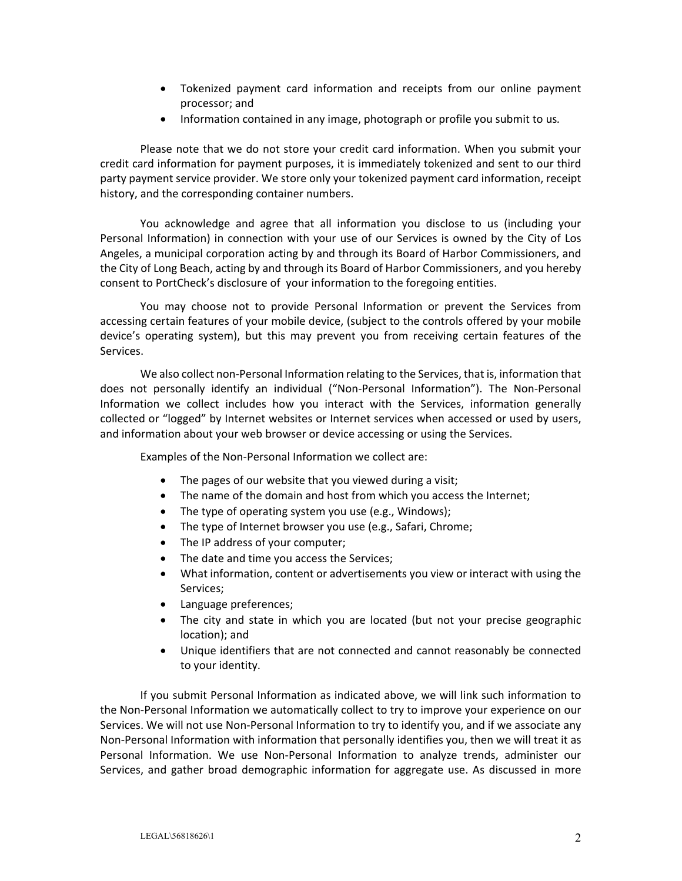- Tokenized payment card information and receipts from our online payment processor; and
- Information contained in any image, photograph or profile you submit to us.

Please note that we do not store your credit card information. When you submit your credit card information for payment purposes, it is immediately tokenized and sent to our third party payment service provider. We store only your tokenized payment card information, receipt history, and the corresponding container numbers.

You acknowledge and agree that all information you disclose to us (including your Personal Information) in connection with your use of our Services is owned by the City of Los Angeles, a municipal corporation acting by and through its Board of Harbor Commissioners, and the City of Long Beach, acting by and through its Board of Harbor Commissioners, and you hereby consent to PortCheck's disclosure of your information to the foregoing entities.

You may choose not to provide Personal Information or prevent the Services from accessing certain features of your mobile device, (subject to the controls offered by your mobile device's operating system), but this may prevent you from receiving certain features of the Services.

We also collect non-Personal Information relating to the Services, that is, information that does not personally identify an individual ("Non-Personal Information"). The Non-Personal Information we collect includes how you interact with the Services, information generally collected or "logged" by Internet websites or Internet services when accessed or used by users, and information about your web browser or device accessing or using the Services.

Examples of the Non-Personal Information we collect are:

- The pages of our website that you viewed during a visit;
- The name of the domain and host from which you access the Internet;
- The type of operating system you use (e.g., Windows);
- The type of Internet browser you use (e.g., Safari, Chrome;
- The IP address of your computer;
- The date and time you access the Services;
- What information, content or advertisements you view or interact with using the Services;
- Language preferences;
- The city and state in which you are located (but not your precise geographic location); and
- Unique identifiers that are not connected and cannot reasonably be connected to your identity.

If you submit Personal Information as indicated above, we will link such information to the Non-Personal Information we automatically collect to try to improve your experience on our Services. We will not use Non-Personal Information to try to identify you, and if we associate any Non-Personal Information with information that personally identifies you, then we will treat it as Personal Information. We use Non-Personal Information to analyze trends, administer our Services, and gather broad demographic information for aggregate use. As discussed in more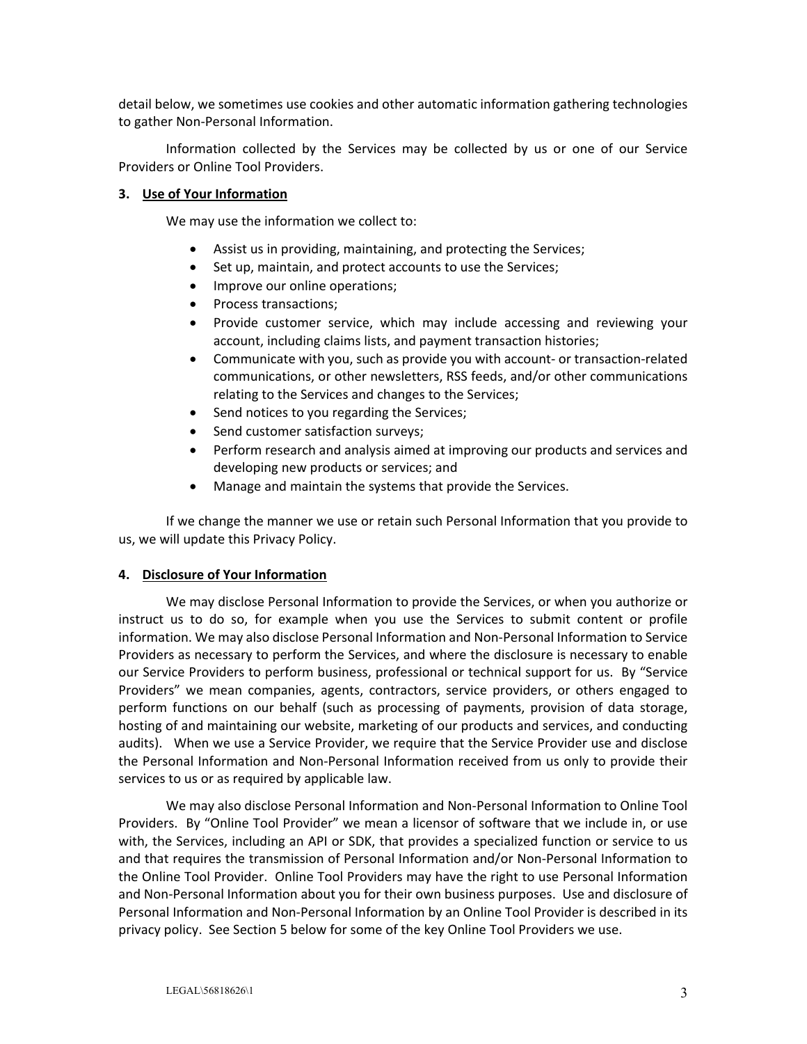detail below, we sometimes use cookies and other automatic information gathering technologies to gather Non-Personal Information.

Information collected by the Services may be collected by us or one of our Service Providers or Online Tool Providers.

### 3. Use of Your Information

We may use the information we collect to:

- Assist us in providing, maintaining, and protecting the Services;
- Set up, maintain, and protect accounts to use the Services;
- Improve our online operations;
- Process transactions;
- Provide customer service, which may include accessing and reviewing your account, including claims lists, and payment transaction histories;
- Communicate with you, such as provide you with account- or transaction-related communications, or other newsletters, RSS feeds, and/or other communications relating to the Services and changes to the Services;
- Send notices to you regarding the Services;
- Send customer satisfaction surveys;
- Perform research and analysis aimed at improving our products and services and developing new products or services; and
- Manage and maintain the systems that provide the Services.

If we change the manner we use or retain such Personal Information that you provide to us, we will update this Privacy Policy.

### 4. Disclosure of Your Information

We may disclose Personal Information to provide the Services, or when you authorize or instruct us to do so, for example when you use the Services to submit content or profile information. We may also disclose Personal Information and Non-Personal Information to Service Providers as necessary to perform the Services, and where the disclosure is necessary to enable our Service Providers to perform business, professional or technical support for us. By "Service Providers" we mean companies, agents, contractors, service providers, or others engaged to perform functions on our behalf (such as processing of payments, provision of data storage, hosting of and maintaining our website, marketing of our products and services, and conducting audits). When we use a Service Provider, we require that the Service Provider use and disclose the Personal Information and Non-Personal Information received from us only to provide their services to us or as required by applicable law.

We may also disclose Personal Information and Non-Personal Information to Online Tool Providers. By "Online Tool Provider" we mean a licensor of software that we include in, or use with, the Services, including an API or SDK, that provides a specialized function or service to us and that requires the transmission of Personal Information and/or Non-Personal Information to the Online Tool Provider. Online Tool Providers may have the right to use Personal Information and Non-Personal Information about you for their own business purposes. Use and disclosure of Personal Information and Non-Personal Information by an Online Tool Provider is described in its privacy policy. See Section 5 below for some of the key Online Tool Providers we use.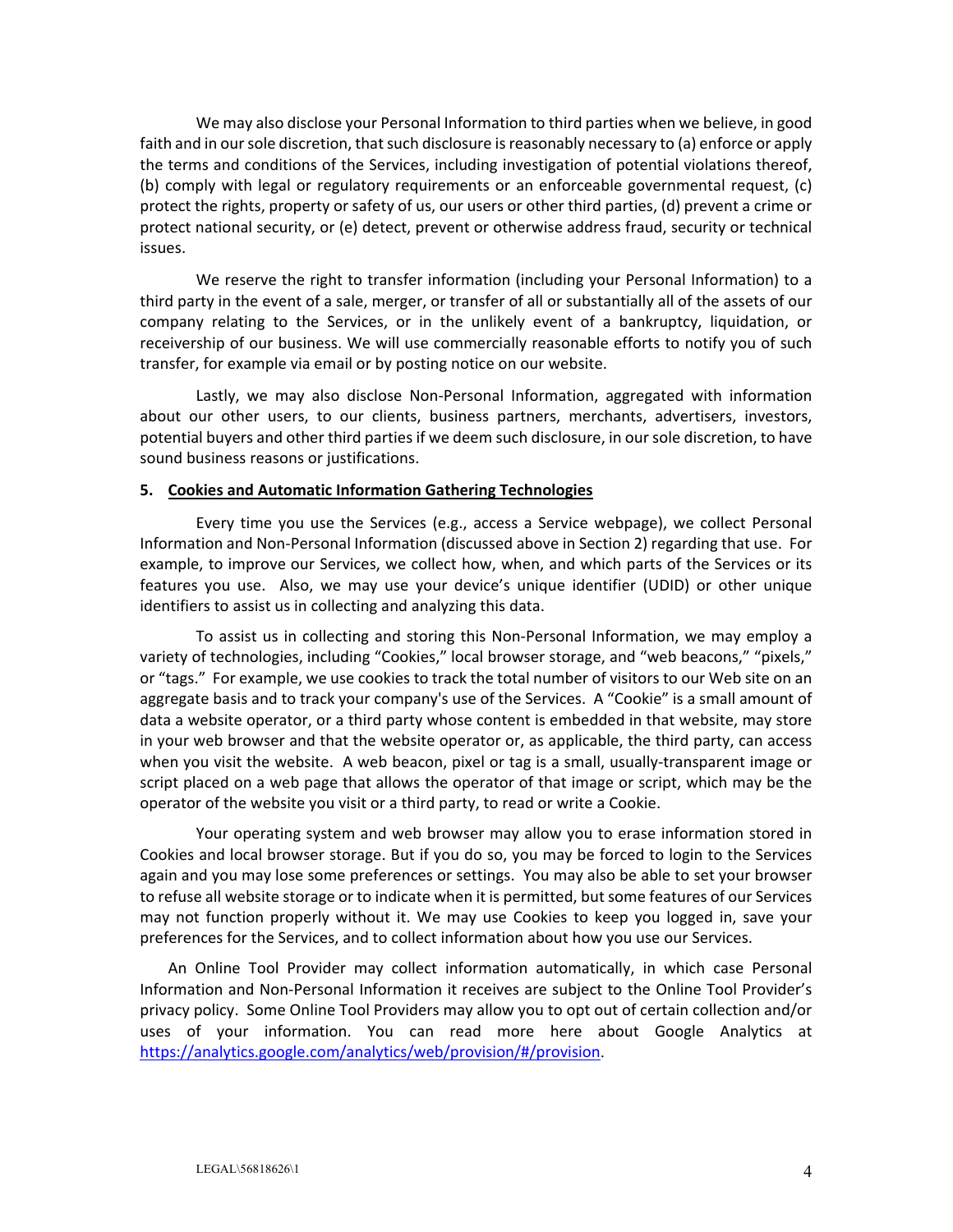We may also disclose your Personal Information to third parties when we believe, in good faith and in our sole discretion, that such disclosure is reasonably necessary to (a) enforce or apply the terms and conditions of the Services, including investigation of potential violations thereof, (b) comply with legal or regulatory requirements or an enforceable governmental request, (c) protect the rights, property or safety of us, our users or other third parties, (d) prevent a crime or protect national security, or (e) detect, prevent or otherwise address fraud, security or technical issues.

We reserve the right to transfer information (including your Personal Information) to a third party in the event of a sale, merger, or transfer of all or substantially all of the assets of our company relating to the Services, or in the unlikely event of a bankruptcy, liquidation, or receivership of our business. We will use commercially reasonable efforts to notify you of such transfer, for example via email or by posting notice on our website.

Lastly, we may also disclose Non-Personal Information, aggregated with information about our other users, to our clients, business partners, merchants, advertisers, investors, potential buyers and other third parties if we deem such disclosure, in our sole discretion, to have sound business reasons or justifications.

## 5. Cookies and Automatic Information Gathering Technologies

Every time you use the Services (e.g., access a Service webpage), we collect Personal Information and Non-Personal Information (discussed above in Section 2) regarding that use. For example, to improve our Services, we collect how, when, and which parts of the Services or its features you use. Also, we may use your device's unique identifier (UDID) or other unique identifiers to assist us in collecting and analyzing this data.

To assist us in collecting and storing this Non-Personal Information, we may employ a variety of technologies, including "Cookies," local browser storage, and "web beacons," "pixels," or "tags." For example, we use cookies to track the total number of visitors to our Web site on an aggregate basis and to track your company's use of the Services. A "Cookie" is a small amount of data a website operator, or a third party whose content is embedded in that website, may store in your web browser and that the website operator or, as applicable, the third party, can access when you visit the website. A web beacon, pixel or tag is a small, usually-transparent image or script placed on a web page that allows the operator of that image or script, which may be the operator of the website you visit or a third party, to read or write a Cookie.

Your operating system and web browser may allow you to erase information stored in Cookies and local browser storage. But if you do so, you may be forced to login to the Services again and you may lose some preferences or settings. You may also be able to set your browser to refuse all website storage or to indicate when it is permitted, but some features of our Services may not function properly without it. We may use Cookies to keep you logged in, save your preferences for the Services, and to collect information about how you use our Services.

An Online Tool Provider may collect information automatically, in which case Personal Information and Non-Personal Information it receives are subject to the Online Tool Provider's privacy policy. Some Online Tool Providers may allow you to opt out of certain collection and/or uses of your information. You can read more here about Google Analytics at [https://analytics.google.com/analytics/web/provision/#/provision](https://analytics.google.com/analytics/web/provision/#/provision).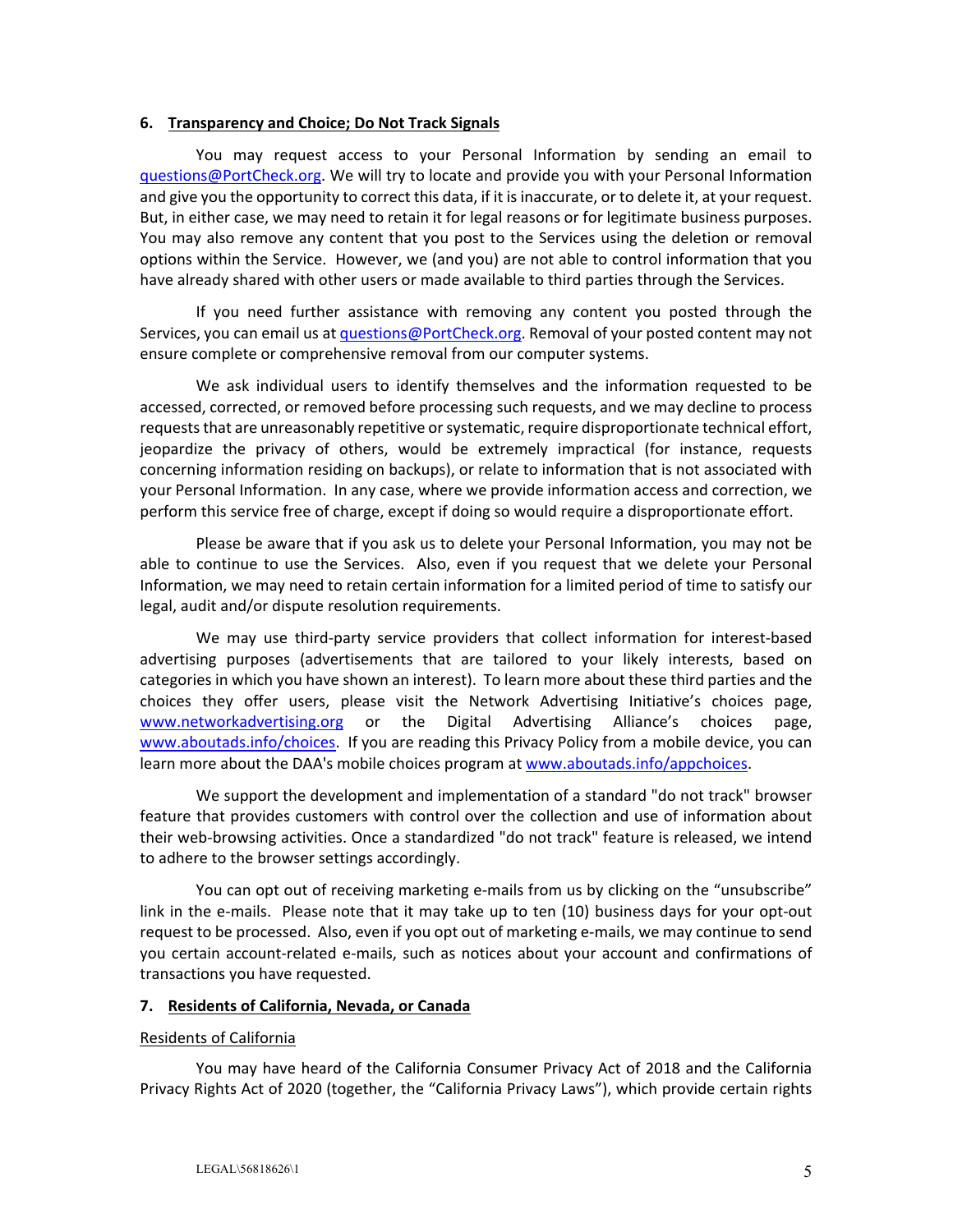## 6. Transparency and Choice; Do Not Track Signals

You may request access to your Personal Information by sending an email to questions@PortCheck.org. We will try to locate and provide you with your Personal Information and give you the opportunity to correct this data, if it is inaccurate, or to delete it, at your request. But, in either case, we may need to retain it for legal reasons or for legitimate business purposes. You may also remove any content that you post to the Services using the deletion or removal options within the Service. However, we (and you) are not able to control information that you have already shared with other users or made available to third parties through the Services.

If you need further assistance with removing any content you posted through the Services, you can email us at questions@PortCheck.org. Removal of your posted content may not ensure complete or comprehensive removal from our computer systems.

We ask individual users to identify themselves and the information requested to be accessed, corrected, or removed before processing such requests, and we may decline to process requests that are unreasonably repetitive or systematic, require disproportionate technical effort, jeopardize the privacy of others, would be extremely impractical (for instance, requests concerning information residing on backups), or relate to information that is not associated with your Personal Information. In any case, where we provide information access and correction, we perform this service free of charge, except if doing so would require a disproportionate effort.

Please be aware that if you ask us to delete your Personal Information, you may not be able to continue to use the Services. Also, even if you request that we delete your Personal Information, we may need to retain certain information for a limited period of time to satisfy our legal, audit and/or dispute resolution requirements.

We may use third-party service providers that collect information for interest-based advertising purposes (advertisements that are tailored to your likely interests, based on categories in which you have shown an interest). To learn more about these third parties and the choices they offer users, please visit the Network Advertising Initiative's choices page, www.networkadvertising.org or the Digital Advertising Alliance's choices page, www.aboutads.info/choices. If you are reading this Privacy Policy from a mobile device, you can learn more about the DAA's mobile choices program at www.aboutads.info/appchoices.

We support the development and implementation of a standard "do not track" browser feature that provides customers with control over the collection and use of information about their web-browsing activities. Once a standardized "do not track" feature is released, we intend to adhere to the browser settings accordingly.

You can opt out of receiving marketing e-mails from us by clicking on the "unsubscribe" link in the e-mails. Please note that it may take up to ten (10) business days for your opt-out request to be processed. Also, even if you opt out of marketing e-mails, we may continue to send you certain account-related e-mails, such as notices about your account and confirmations of transactions you have requested.

## 7. Residents of California, Nevada, or Canada

### Residents of California

You may have heard of the California Consumer Privacy Act of 2018 and the California Privacy Rights Act of 2020 (together, the "California Privacy Laws"), which provide certain rights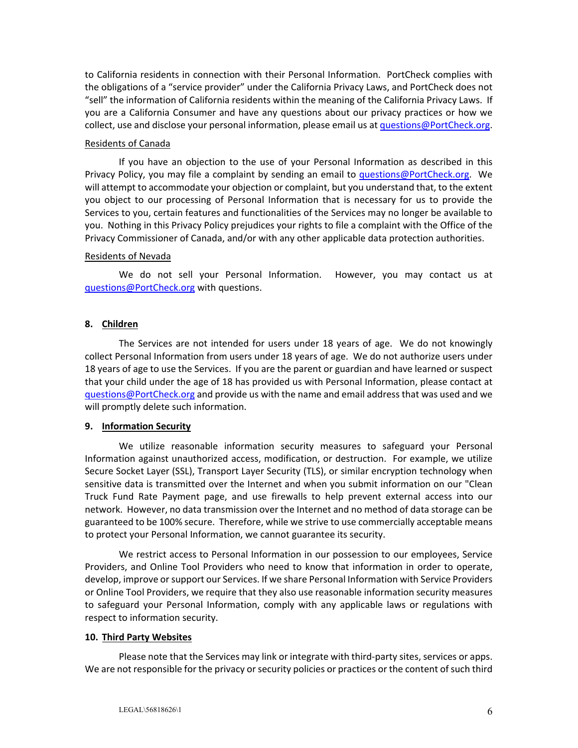to California residents in connection with their Personal Information. PortCheck complies with the obligations of a "service provider" under the California Privacy Laws, and PortCheck does not "sell" the information of California residents within the meaning of the California Privacy Laws. If you are a California Consumer and have any questions about our privacy practices or how we collect, use and disclose your personal information, please email us at questions@PortCheck.org.

Residents of Canada

If you have an objection to the use of your Personal Information as described in this Privacy Policy, you may file a complaint by sending an email to questions@PortCheck.org. We will attempt to accommodate your objection or complaint, but you understand that, to the extent you object to our processing of Personal Information that is necessary for us to provide the Services to you, certain features and functionalities of the Services may no longer be available to you. Nothing in this Privacy Policy prejudices your rights to file a complaint with the Office of the Privacy Commissioner of Canada, and/or with any other applicable data protection authorities.

Residents of Nevada

We do not sell your Personal Information. However, you may contact us at questions@PortCheck.org with questions.

**8. Children**

The Services are not intended for users under 18 years of age. We do not knowingly collect Personal Information from users under 18 years of age. We do not authorize users under 18 years of age to use the Services. If you are the parent or guardian and have learned or suspect that your child under the age of 18 has provided us with Personal Information, please contact at questions@PortCheck.org and provide us with the name and email address that was used and we will promptly delete such information.

**9. Information Security**

We utilize reasonable information security measures to safeguard your Personal Information against unauthorized access, modification, or destruction. For example, we utilize Secure Socket Layer (SSL), Transport Layer Security (TLS), or similar encryption technology when sensitive data is transmitted over the Internet and when you submit information on our "Clean Truck Fund Rate Payment page, and use firewalls to help prevent external access into our network. However, no data transmission over the Internet and no method of data storage can be guaranteed to be 100% secure. Therefore, while we strive to use commercially acceptable means to protect your Personal Information, we cannot guarantee its security.

We restrict access to Personal Information in our possession to our employees, Service Providers, and Online Tool Providers who need to know that information in order to operate, develop, improve or support our Services. If we share Personal Information with Service Providers or Online Tool Providers, we require that they also use reasonable information security measures to safeguard your Personal Information, comply with any applicable laws or regulations with respect to information security.

**10. Third Party Websites**

Please note that the Services may link or integrate with third-party sites, services or apps. We are not responsible for the privacy or security policies or practices or the content of such third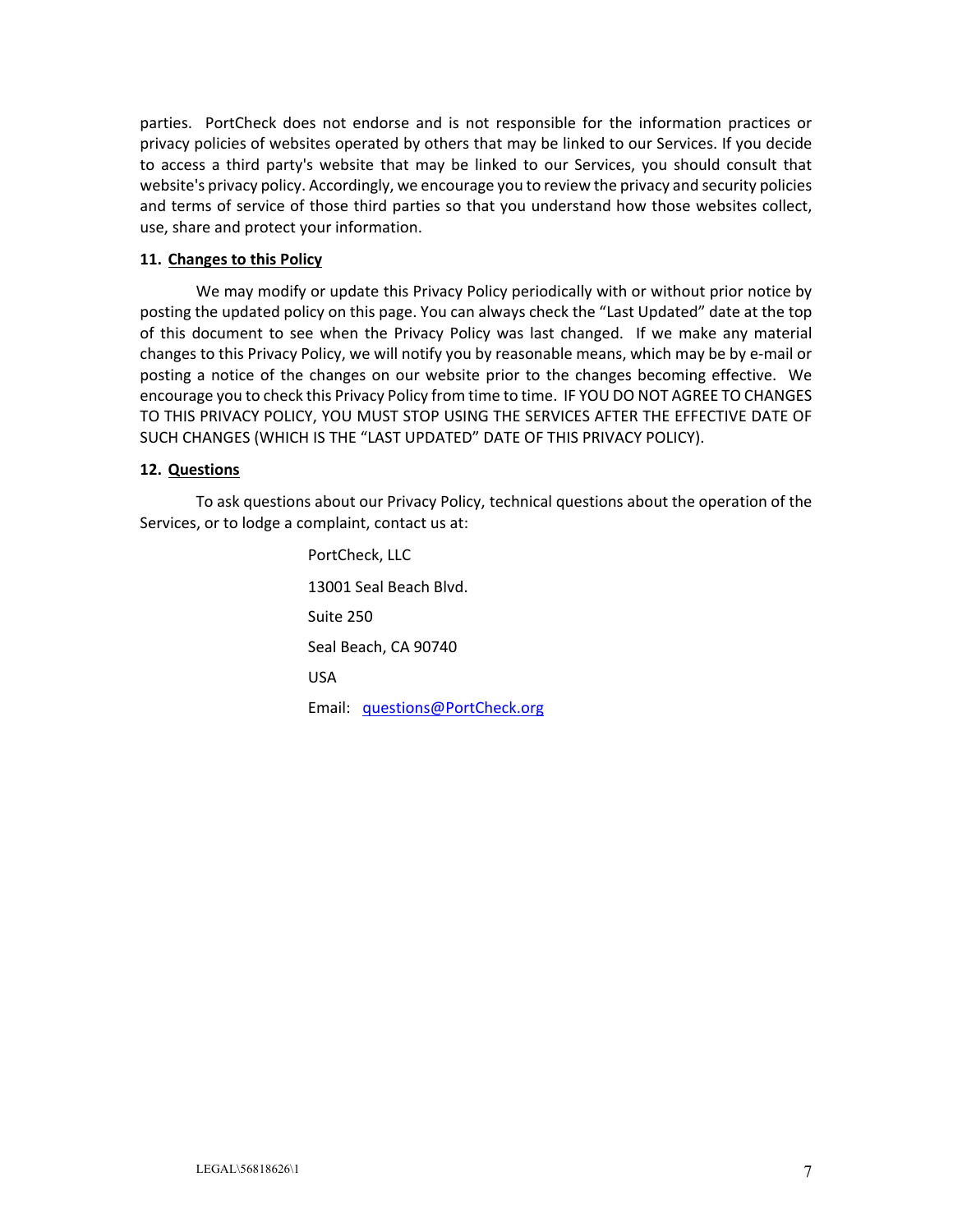parties. PortCheck does not endorse and is not responsible for the information practices or privacy policies of websites operated by others that may be linked to our Services. If you decide to access a third party's website that may be linked to our Services, you should consult that website's privacy policy. Accordingly, we encourage you to review the privacy and security policies and terms of service of those third parties so that you understand how those websites collect, use, share and protect your information.

**11. Changes to this Policy**

We may modify or update this Privacy Policy periodically with or without prior notice by posting the updated policy on this page. You can always check the “Last Updated” date at the top of this document to see when the Privacy Policy was last changed. If we make any material changes to this Privacy Policy, we will notify you by reasonable means, which may be by e-mail or posting a notice of the changes on our website prior to the changes becoming effective. We encourage you to check this Privacy Policy from time to time. IF YOU DO NOT AGREE TO CHANGES TO THIS PRIVACY POLICY, YOU MUST STOP USING THE SERVICES AFTER THE EFFECTIVE DATE OF SUCH CHANGES (WHICH IS THE “LAST UPDATED” DATE OF THIS PRIVACY POLICY).

**12. Questions**

To ask questions about our Privacy Policy, technical questions about the operation of the Services, or to lodge a complaint, contact us at:

PortCheck, LLC

13001 Seal Beach Blvd.

Suite 250

Seal Beach, CA 90740

USA

Email: questions@PortCheck.org

LEGAL\56818626\1